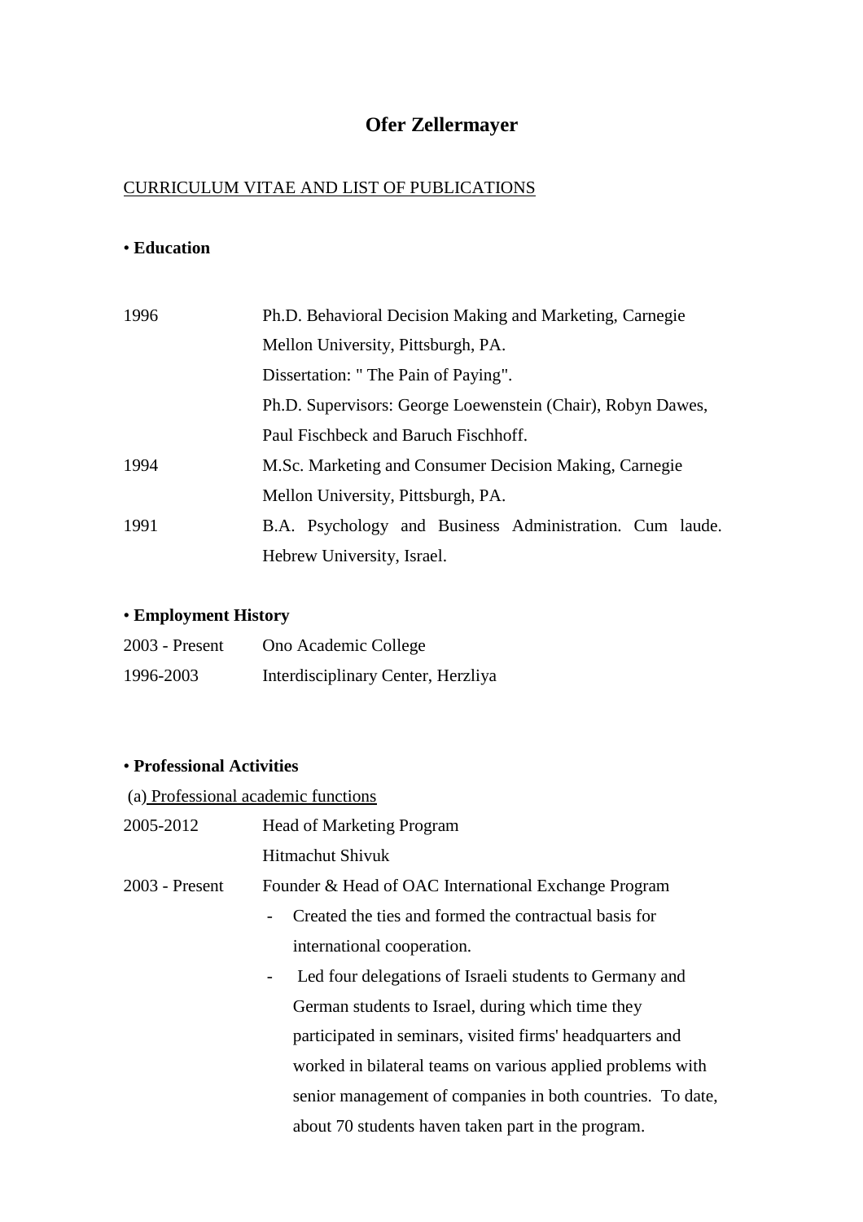# Ofer Zellermayer

CURRICULUM VITAE AND LIST OF PUBLICATIONS

## • Education

| | |
|---|---|
| 1996 | Ph.D. Behavioral Decision Making and Marketing, Carnegie Mellon University, Pittsburgh, PA. Dissertation: " The Pain of Paying". Ph.D. Supervisors: George Loewenstein (Chair), Robyn Dawes, Paul Fischbeck and Baruch Fischhoff. |
| 1994 | M.Sc. Marketing and Consumer Decision Making, Carnegie Mellon University, Pittsburgh, PA. |
| 1991 | B.A. Psychology and Business Administration. Cum laude. Hebrew University, Israel. |

## • Employment History

| | |
|---|---|
| 2003 - Present | Ono Academic College |
| 1996-2003 | Interdisciplinary Center, Herzliya |

## • Professional Activities

(a) Professional academic functions

2005-2012 Head of Marketing Program
Hitmachut Shivuk

2003 - Present Founder & Head of OAC International Exchange Program

- Created the ties and formed the contractual basis for international cooperation.
- Led four delegations of Israeli students to Germany and German students to Israel, during which time they participated in seminars, visited firms' headquarters and worked in bilateral teams on various applied problems with senior management of companies in both countries. To date, about 70 students haven taken part in the program.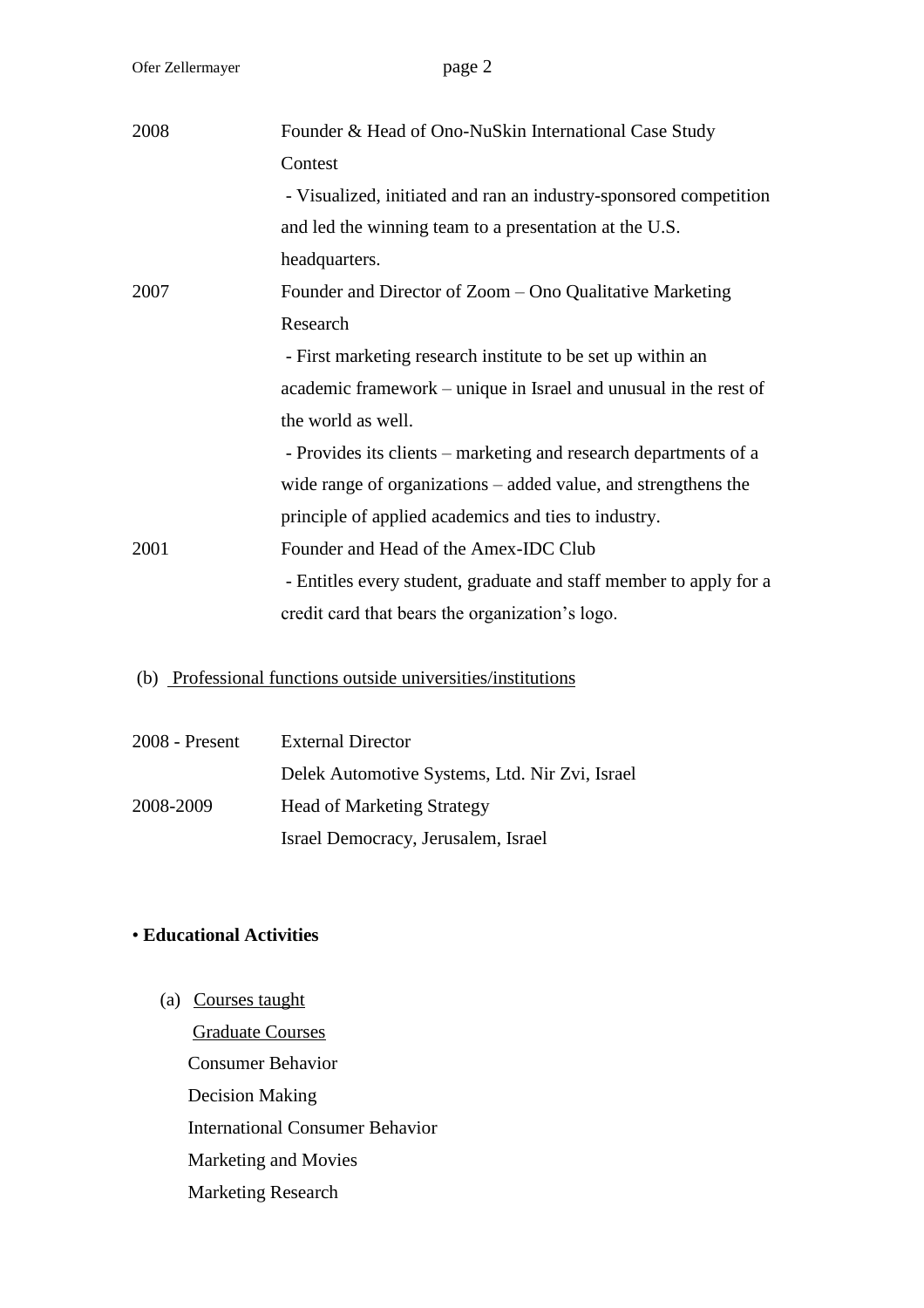| | |
|---|---|
| 2008 | Founder & Head of Ono-NuSkin International Case Study Contest<br>- Visualized, initiated and ran an industry-sponsored competition and led the winning team to a presentation at the U.S. headquarters. |
| 2007 | Founder and Director of Zoom – Ono Qualitative Marketing Research<br>- First marketing research institute to be set up within an academic framework – unique in Israel and unusual in the rest of the world as well.<br>- Provides its clients – marketing and research departments of a wide range of organizations – added value, and strengthens the principle of applied academics and ties to industry. |
| 2001 | Founder and Head of the Amex-IDC Club<br>- Entitles every student, graduate and staff member to apply for a credit card that bears the organization's logo. |

(b) Professional functions outside universities/institutions

| | |
|---|---|
| 2008 - Present | External Director<br>Delek Automotive Systems, Ltd. Nir Zvi, Israel |
| 2008-2009 | Head of Marketing Strategy<br>Israel Democracy, Jerusalem, Israel |

• **Educational Activities**

(a) Courses taught

Graduate Courses

Consumer Behavior

Decision Making

International Consumer Behavior

Marketing and Movies

Marketing Research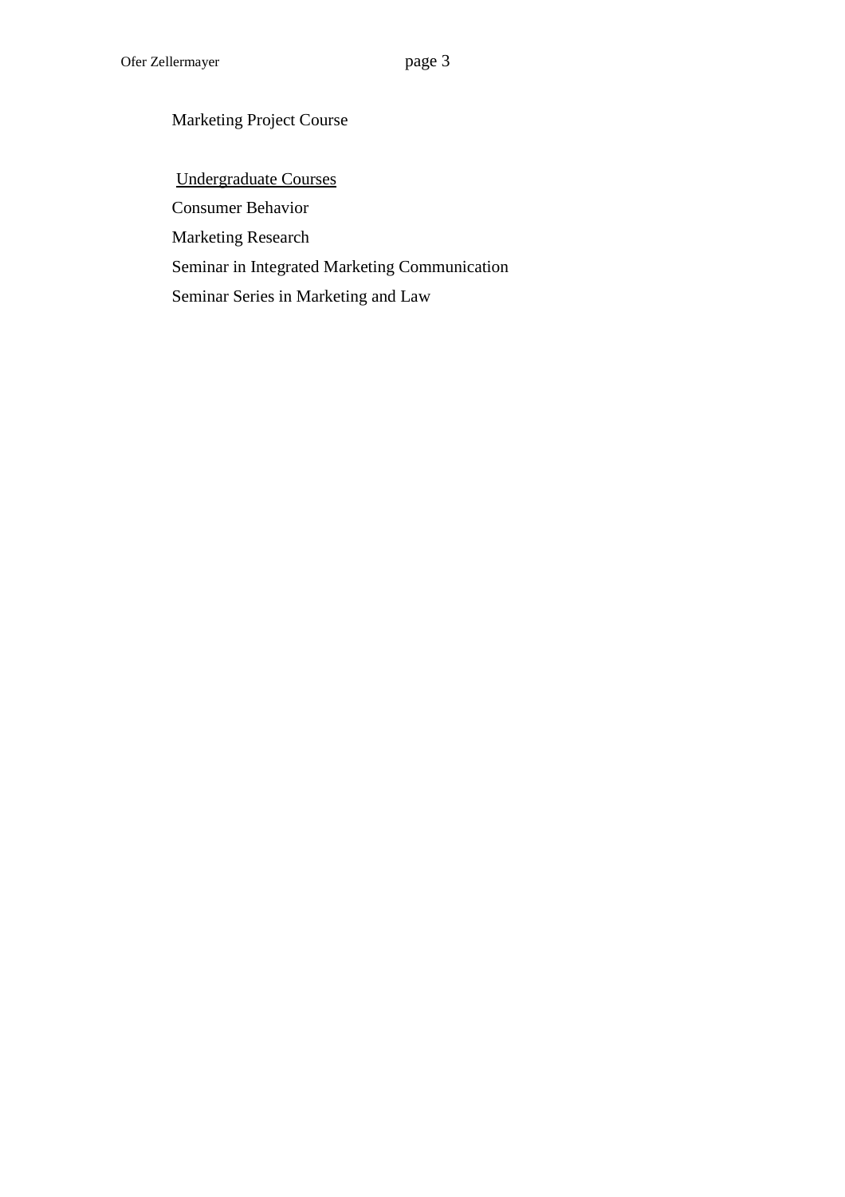Marketing Project Course

<u>Undergraduate Courses</u>

Consumer Behavior

Marketing Research

Seminar in Integrated Marketing Communication

Seminar Series in Marketing and Law